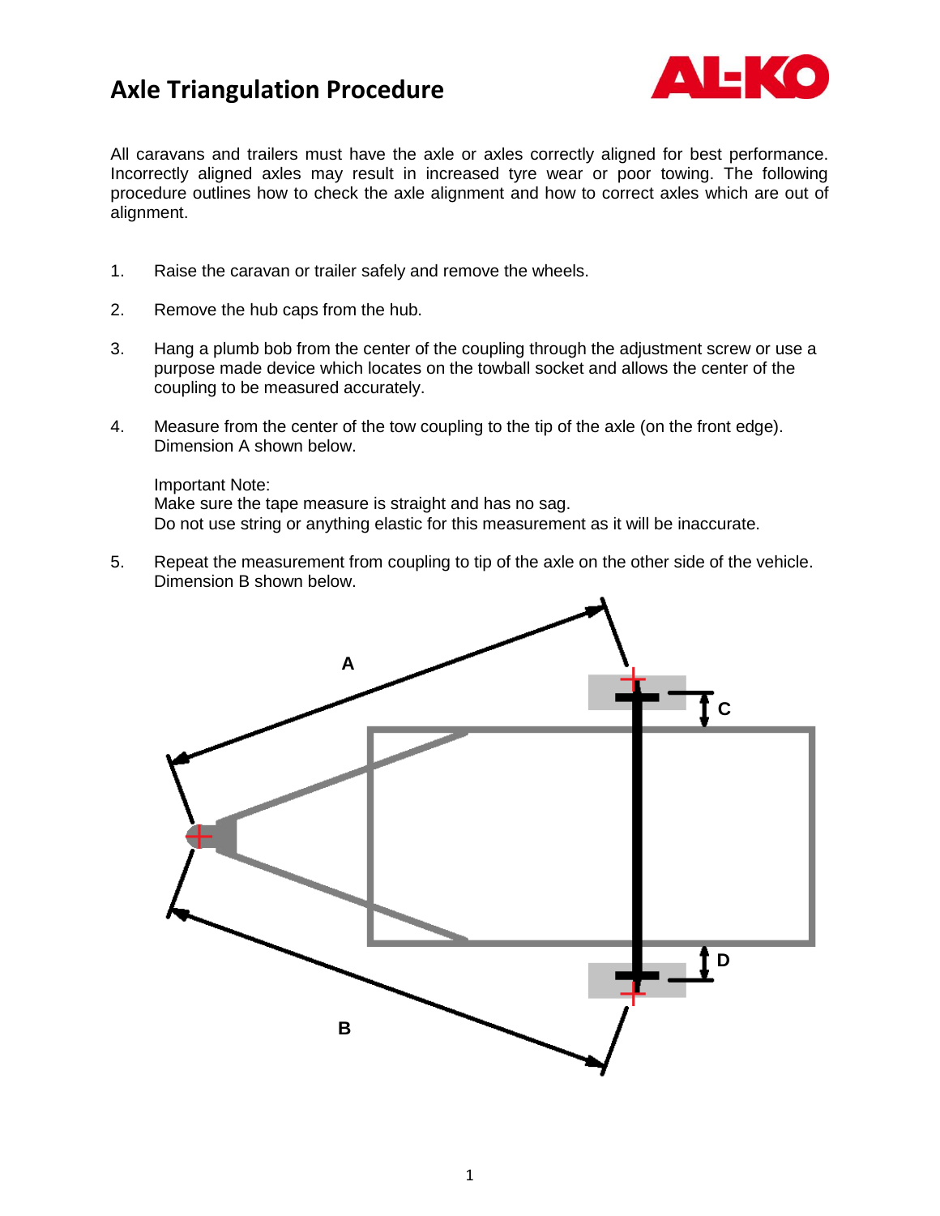# Axle Triangulation Procedure

All caravans and trailers must have the axle or axles correctly aligned for best performance. Incorrectly aligned axles may result in increased tyre wear or poor towing. The following procedure outlines how to check the axle alignment and how to correct axles which are out of alignment.

1. Raise the caravan or trailer safely and remove the wheels.

2. Remove the hub caps from the hub.

3. Hang a plumb bob from the center of the coupling through the adjustment screw or use a purpose made device which locates on the towball socket and allows the center of the coupling to be measured accurately.

4. Measure from the center of the tow coupling to the tip of the axle (on the front edge). Dimension A shown below.

   Important Note:
   Make sure the tape measure is straight and has no sag.
   Do not use string or anything elastic for this measurement as it will be inaccurate.

5. Repeat the measurement from coupling to tip of the axle on the other side of the vehicle. Dimension B shown below.

A

C

D

B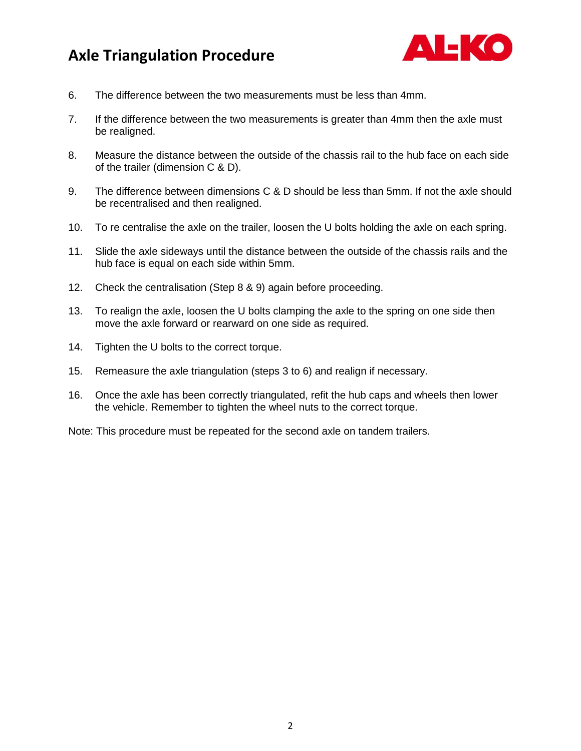6. The difference between the two measurements must be less than 4mm.

7. If the difference between the two measurements is greater than 4mm then the axle must be realigned.

8. Measure the distance between the outside of the chassis rail to the hub face on each side of the trailer (dimension C & D).

9. The difference between dimensions C & D should be less than 5mm. If not the axle should be recentralised and then realigned.

10. To re centralise the axle on the trailer, loosen the U bolts holding the axle on each spring.

11. Slide the axle sideways until the distance between the outside of the chassis rails and the hub face is equal on each side within 5mm.

12. Check the centralisation (Step 8 & 9) again before proceeding.

13. To realign the axle, loosen the U bolts clamping the axle to the spring on one side then move the axle forward or rearward on one side as required.

14. Tighten the U bolts to the correct torque.

15. Remeasure the axle triangulation (steps 3 to 6) and realign if necessary.

16. Once the axle has been correctly triangulated, refit the hub caps and wheels then lower the vehicle. Remember to tighten the wheel nuts to the correct torque.

Note: This procedure must be repeated for the second axle on tandem trailers.